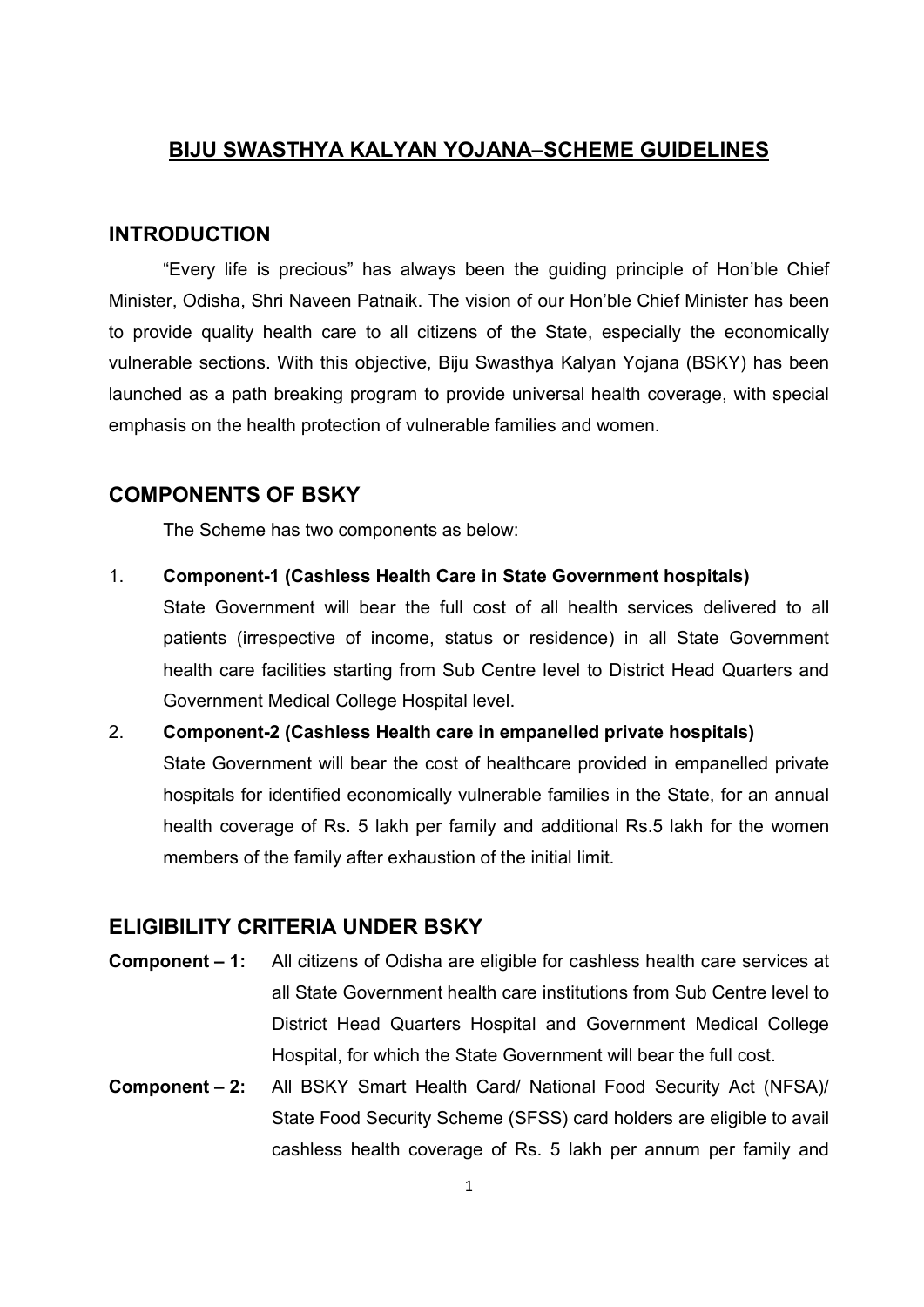# BIJU SWASTHYA KALYAN YOJANA–SCHEME GUIDELINES

## INTRODUCTION

"Every life is precious" has always been the guiding principle of Hon'ble Chief Minister, Odisha, Shri Naveen Patnaik. The vision of our Hon'ble Chief Minister has been to provide quality health care to all citizens of the State, especially the economically vulnerable sections. With this objective, Biju Swasthya Kalyan Yojana (BSKY) has been launched as a path breaking program to provide universal health coverage, with special emphasis on the health protection of vulnerable families and women.

## COMPONENTS OF BSKY

The Scheme has two components as below:

1. **Component-1 (Cashless Health Care in State Government hospitals)**
   State Government will bear the full cost of all health services delivered to all patients (irrespective of income, status or residence) in all State Government health care facilities starting from Sub Centre level to District Head Quarters and Government Medical College Hospital level.
2. **Component-2 (Cashless Health care in empanelled private hospitals)**
   State Government will bear the cost of healthcare provided in empanelled private hospitals for identified economically vulnerable families in the State, for an annual health coverage of Rs. 5 lakh per family and additional Rs.5 lakh for the women members of the family after exhaustion of the initial limit.

## ELIGIBILITY CRITERIA UNDER BSKY

**Component – 1:** All citizens of Odisha are eligible for cashless health care services at all State Government health care institutions from Sub Centre level to District Head Quarters Hospital and Government Medical College Hospital, for which the State Government will bear the full cost.

**Component – 2:** All BSKY Smart Health Card/ National Food Security Act (NFSA)/ State Food Security Scheme (SFSS) card holders are eligible to avail cashless health coverage of Rs. 5 lakh per annum per family and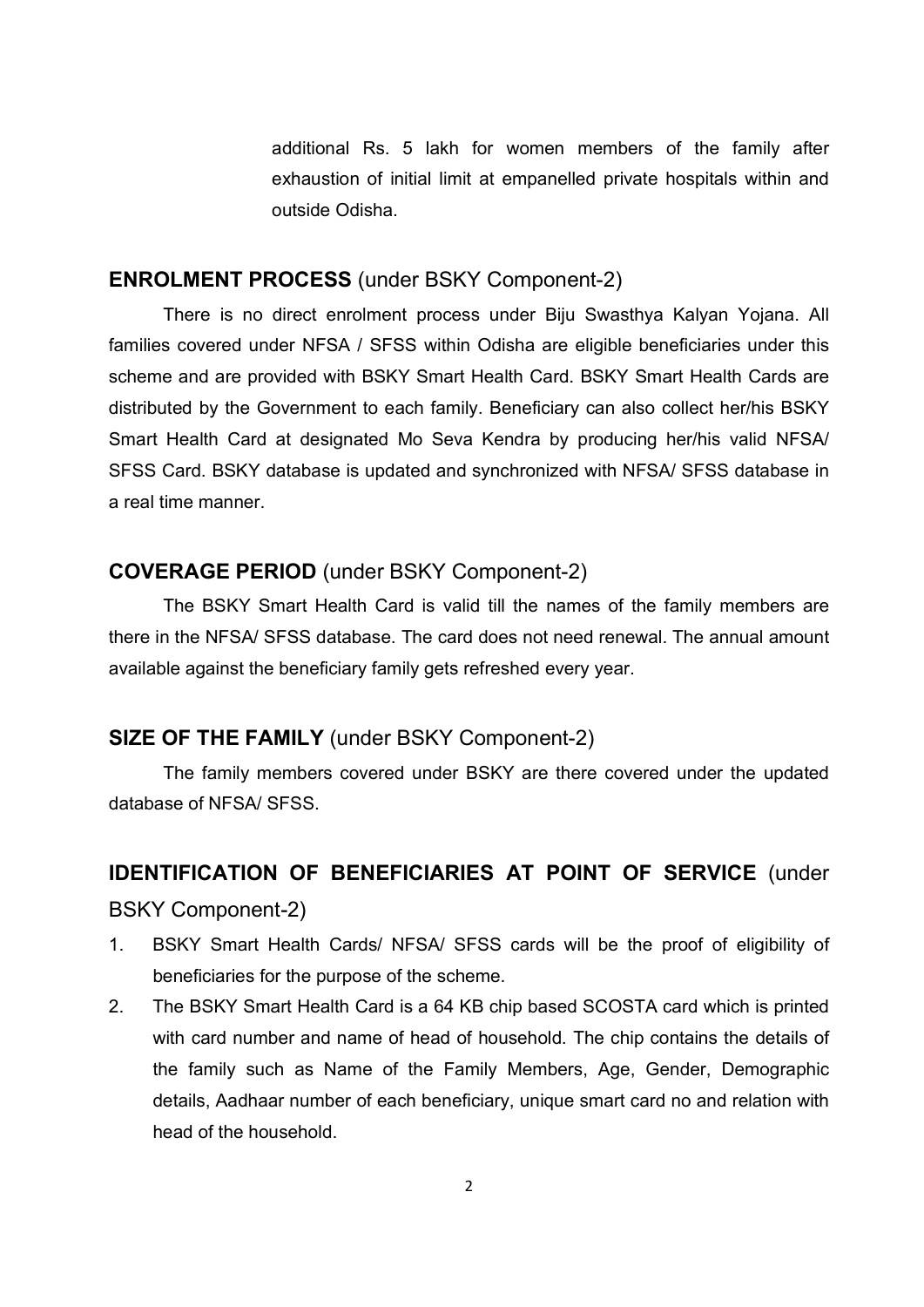additional Rs. 5 lakh for women members of the family after exhaustion of initial limit at empanelled private hospitals within and outside Odisha.

## **ENROLMENT PROCESS** (under BSKY Component-2)

There is no direct enrolment process under Biju Swasthya Kalyan Yojana. All families covered under NFSA / SFSS within Odisha are eligible beneficiaries under this scheme and are provided with BSKY Smart Health Card. BSKY Smart Health Cards are distributed by the Government to each family. Beneficiary can also collect her/his BSKY Smart Health Card at designated Mo Seva Kendra by producing her/his valid NFSA/ SFSS Card. BSKY database is updated and synchronized with NFSA/ SFSS database in a real time manner.

## **COVERAGE PERIOD** (under BSKY Component-2)

The BSKY Smart Health Card is valid till the names of the family members are there in the NFSA/ SFSS database. The card does not need renewal. The annual amount available against the beneficiary family gets refreshed every year.

## **SIZE OF THE FAMILY** (under BSKY Component-2)

The family members covered under BSKY are there covered under the updated database of NFSA/ SFSS.

## **IDENTIFICATION OF BENEFICIARIES AT POINT OF SERVICE** (under BSKY Component-2)

1. BSKY Smart Health Cards/ NFSA/ SFSS cards will be the proof of eligibility of beneficiaries for the purpose of the scheme.
2. The BSKY Smart Health Card is a 64 KB chip based SCOSTA card which is printed with card number and name of head of household. The chip contains the details of the family such as Name of the Family Members, Age, Gender, Demographic details, Aadhaar number of each beneficiary, unique smart card no and relation with head of the household.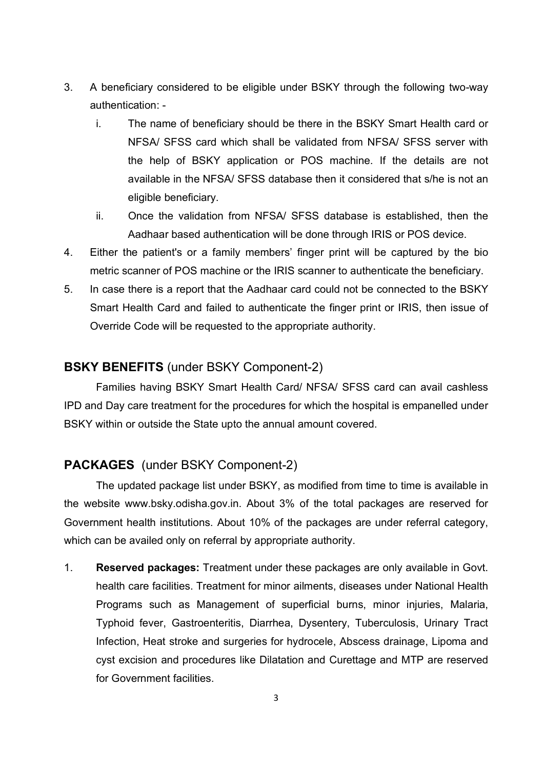3. A beneficiary considered to be eligible under BSKY through the following two-way authentication: -
   i. The name of beneficiary should be there in the BSKY Smart Health card or NFSA/ SFSS card which shall be validated from NFSA/ SFSS server with the help of BSKY application or POS machine. If the details are not available in the NFSA/ SFSS database then it considered that s/he is not an eligible beneficiary.
   ii. Once the validation from NFSA/ SFSS database is established, then the Aadhaar based authentication will be done through IRIS or POS device.
4. Either the patient's or a family members' finger print will be captured by the bio metric scanner of POS machine or the IRIS scanner to authenticate the beneficiary.
5. In case there is a report that the Aadhaar card could not be connected to the BSKY Smart Health Card and failed to authenticate the finger print or IRIS, then issue of Override Code will be requested to the appropriate authority.

## **BSKY BENEFITS** (under BSKY Component-2)

Families having BSKY Smart Health Card/ NFSA/ SFSS card can avail cashless IPD and Day care treatment for the procedures for which the hospital is empanelled under BSKY within or outside the State upto the annual amount covered.

## **PACKAGES** (under BSKY Component-2)

The updated package list under BSKY, as modified from time to time is available in the website www.bsky.odisha.gov.in. About 3% of the total packages are reserved for Government health institutions. About 10% of the packages are under referral category, which can be availed only on referral by appropriate authority.

1. **Reserved packages:** Treatment under these packages are only available in Govt. health care facilities. Treatment for minor ailments, diseases under National Health Programs such as Management of superficial burns, minor injuries, Malaria, Typhoid fever, Gastroenteritis, Diarrhea, Dysentery, Tuberculosis, Urinary Tract Infection, Heat stroke and surgeries for hydrocele, Abscess drainage, Lipoma and cyst excision and procedures like Dilatation and Curettage and MTP are reserved for Government facilities.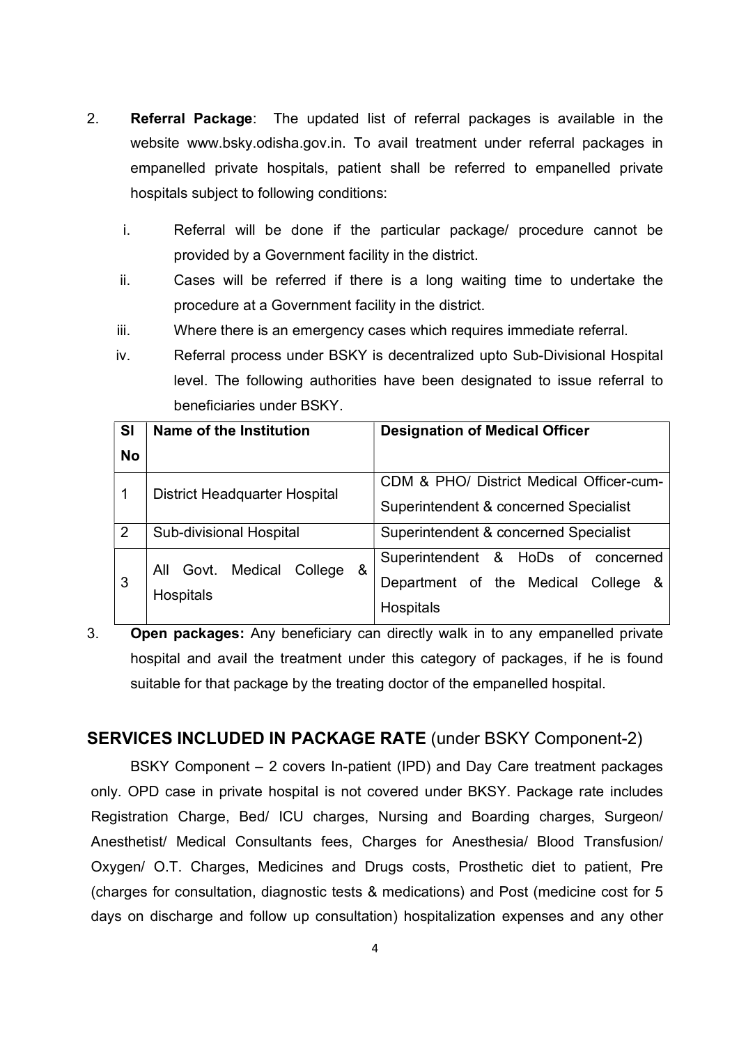2. **Referral Package**: The updated list of referral packages is available in the website www.bsky.odisha.gov.in. To avail treatment under referral packages in empanelled private hospitals, patient shall be referred to empanelled private hospitals subject to following conditions:

   i. Referral will be done if the particular package/ procedure cannot be provided by a Government facility in the district.
   
   ii. Cases will be referred if there is a long waiting time to undertake the procedure at a Government facility in the district.
   
   iii. Where there is an emergency cases which requires immediate referral.
   
   iv. Referral process under BSKY is decentralized upto Sub-Divisional Hospital level. The following authorities have been designated to issue referral to beneficiaries under BSKY.

| Sl No | Name of the Institution | Designation of Medical Officer |
|---|---|---|
| 1 | District Headquarter Hospital | CDM & PHO/ District Medical Officer-cum-Superintendent & concerned Specialist |
| 2 | Sub-divisional Hospital | Superintendent & concerned Specialist |
| 3 | All Govt. Medical College & Hospitals | Superintendent & HoDs of concerned Department of the Medical College & Hospitals |

3. **Open packages:** Any beneficiary can directly walk in to any empanelled private hospital and avail the treatment under this category of packages, if he is found suitable for that package by the treating doctor of the empanelled hospital.

## SERVICES INCLUDED IN PACKAGE RATE (under BSKY Component-2)

BSKY Component – 2 covers In-patient (IPD) and Day Care treatment packages only. OPD case in private hospital is not covered under BKSY. Package rate includes Registration Charge, Bed/ ICU charges, Nursing and Boarding charges, Surgeon/ Anesthetist/ Medical Consultants fees, Charges for Anesthesia/ Blood Transfusion/ Oxygen/ O.T. Charges, Medicines and Drugs costs, Prosthetic diet to patient, Pre (charges for consultation, diagnostic tests & medications) and Post (medicine cost for 5 days on discharge and follow up consultation) hospitalization expenses and any other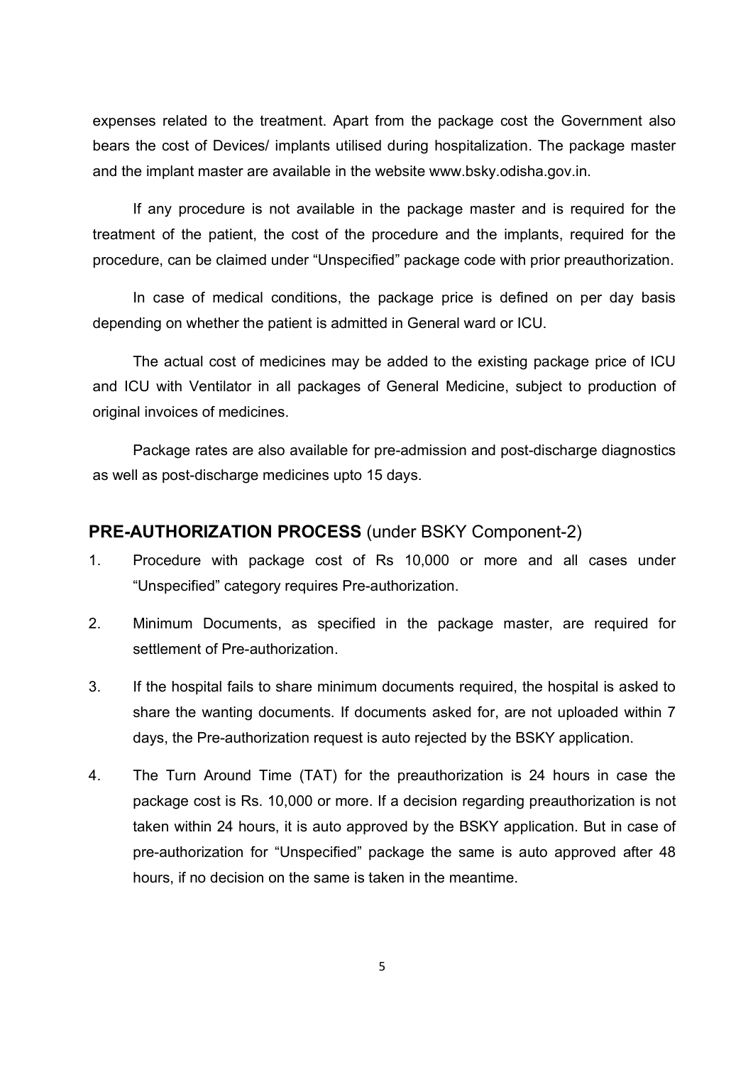expenses related to the treatment. Apart from the package cost the Government also bears the cost of Devices/ implants utilised during hospitalization. The package master and the implant master are available in the website www.bsky.odisha.gov.in.

If any procedure is not available in the package master and is required for the treatment of the patient, the cost of the procedure and the implants, required for the procedure, can be claimed under “Unspecified” package code with prior preauthorization.

In case of medical conditions, the package price is defined on per day basis depending on whether the patient is admitted in General ward or ICU.

The actual cost of medicines may be added to the existing package price of ICU and ICU with Ventilator in all packages of General Medicine, subject to production of original invoices of medicines.

Package rates are also available for pre-admission and post-discharge diagnostics as well as post-discharge medicines upto 15 days.

## **PRE-AUTHORIZATION PROCESS** (under BSKY Component-2)

1. Procedure with package cost of Rs 10,000 or more and all cases under “Unspecified” category requires Pre-authorization.
2. Minimum Documents, as specified in the package master, are required for settlement of Pre-authorization.
3. If the hospital fails to share minimum documents required, the hospital is asked to share the wanting documents. If documents asked for, are not uploaded within 7 days, the Pre-authorization request is auto rejected by the BSKY application.
4. The Turn Around Time (TAT) for the preauthorization is 24 hours in case the package cost is Rs. 10,000 or more. If a decision regarding preauthorization is not taken within 24 hours, it is auto approved by the BSKY application. But in case of pre-authorization for “Unspecified” package the same is auto approved after 48 hours, if no decision on the same is taken in the meantime.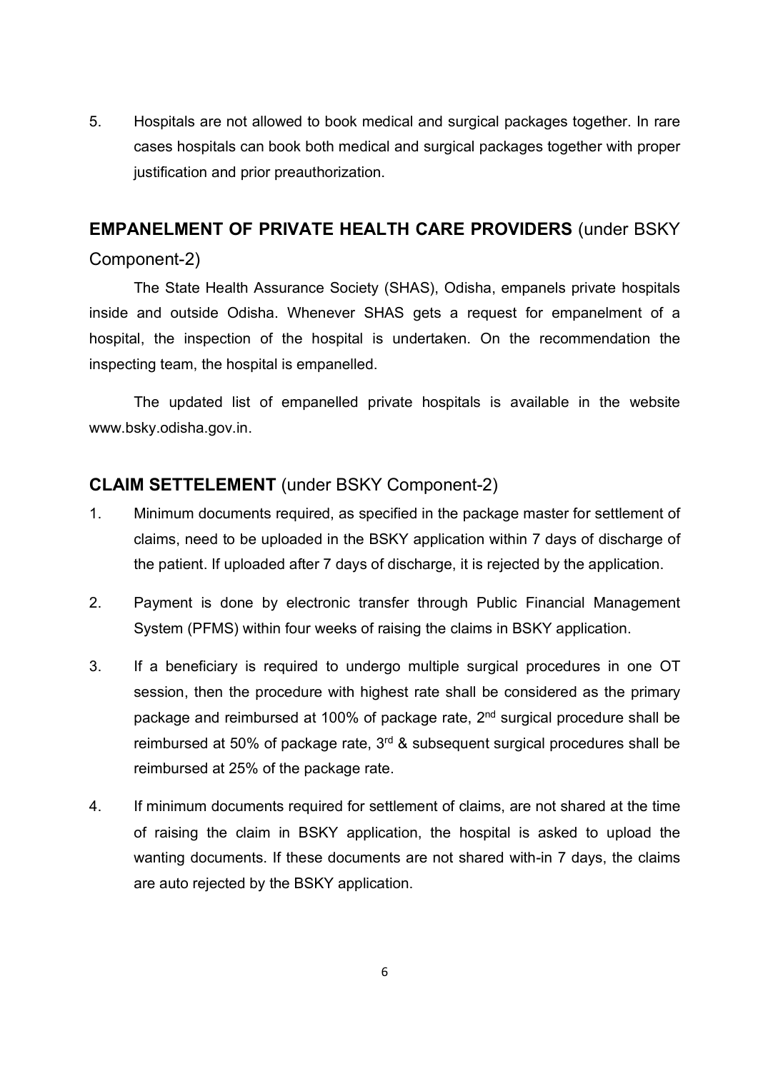5. Hospitals are not allowed to book medical and surgical packages together. In rare cases hospitals can book both medical and surgical packages together with proper justification and prior preauthorization.

## **EMPANELMENT OF PRIVATE HEALTH CARE PROVIDERS** (under BSKY Component-2)

The State Health Assurance Society (SHAS), Odisha, empanels private hospitals inside and outside Odisha. Whenever SHAS gets a request for empanelment of a hospital, the inspection of the hospital is undertaken. On the recommendation the inspecting team, the hospital is empanelled.

The updated list of empanelled private hospitals is available in the website www.bsky.odisha.gov.in.

## **CLAIM SETTELEMENT** (under BSKY Component-2)

1. Minimum documents required, as specified in the package master for settlement of claims, need to be uploaded in the BSKY application within 7 days of discharge of the patient. If uploaded after 7 days of discharge, it is rejected by the application.
2. Payment is done by electronic transfer through Public Financial Management System (PFMS) within four weeks of raising the claims in BSKY application.
3. If a beneficiary is required to undergo multiple surgical procedures in one OT session, then the procedure with highest rate shall be considered as the primary package and reimbursed at 100% of package rate, 2nd surgical procedure shall be reimbursed at 50% of package rate, 3rd & subsequent surgical procedures shall be reimbursed at 25% of the package rate.
4. If minimum documents required for settlement of claims, are not shared at the time of raising the claim in BSKY application, the hospital is asked to upload the wanting documents. If these documents are not shared with-in 7 days, the claims are auto rejected by the BSKY application.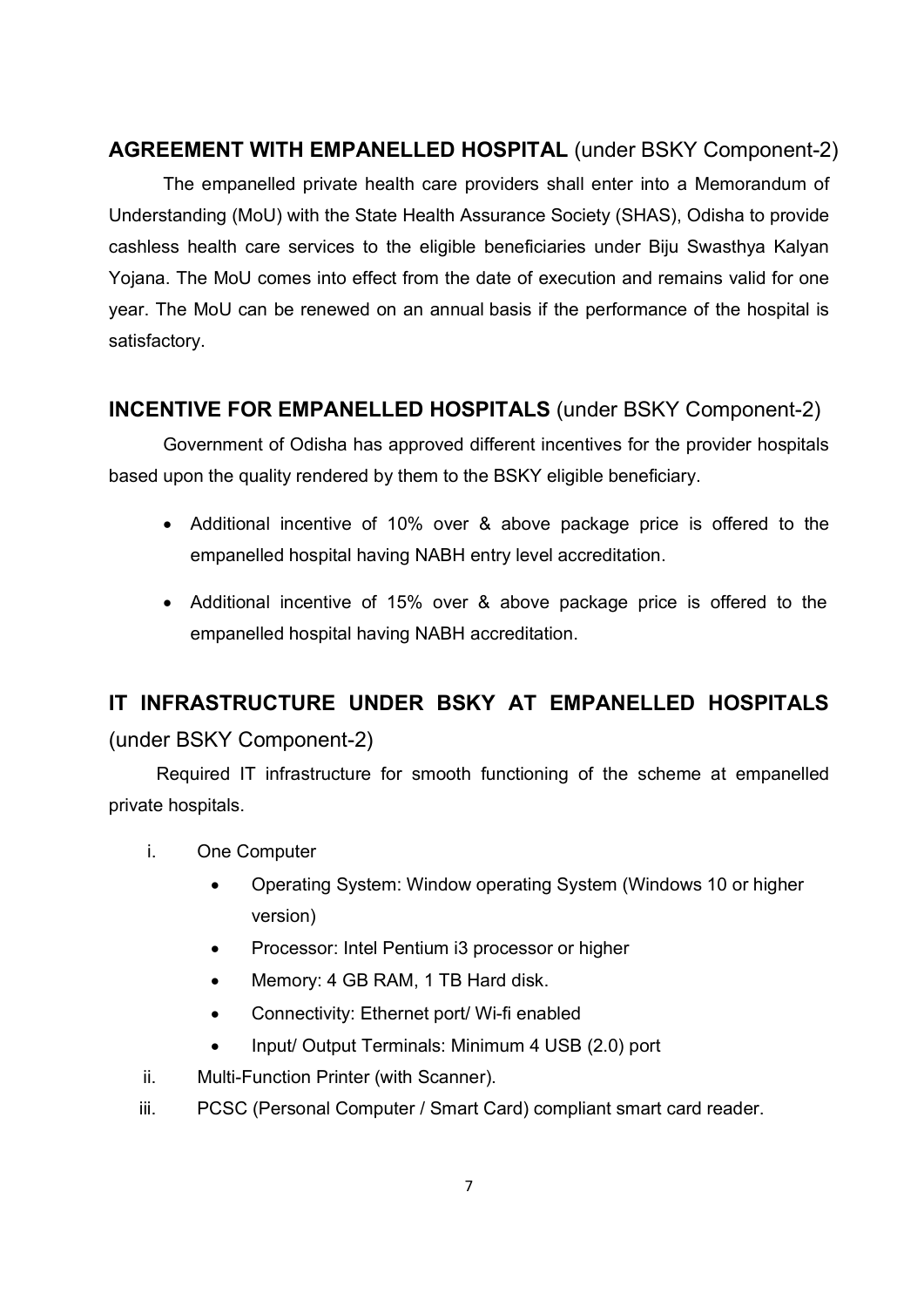## **AGREEMENT WITH EMPANELLED HOSPITAL** (under BSKY Component-2)

The empanelled private health care providers shall enter into a Memorandum of Understanding (MoU) with the State Health Assurance Society (SHAS), Odisha to provide cashless health care services to the eligible beneficiaries under Biju Swasthya Kalyan Yojana. The MoU comes into effect from the date of execution and remains valid for one year. The MoU can be renewed on an annual basis if the performance of the hospital is satisfactory.

## **INCENTIVE FOR EMPANELLED HOSPITALS** (under BSKY Component-2)

Government of Odisha has approved different incentives for the provider hospitals based upon the quality rendered by them to the BSKY eligible beneficiary.

- Additional incentive of 10% over & above package price is offered to the empanelled hospital having NABH entry level accreditation.
- Additional incentive of 15% over & above package price is offered to the empanelled hospital having NABH accreditation.

## **IT INFRASTRUCTURE UNDER BSKY AT EMPANELLED HOSPITALS** (under BSKY Component-2)

Required IT infrastructure for smooth functioning of the scheme at empanelled private hospitals.

i. One Computer
   - Operating System: Window operating System (Windows 10 or higher version)
   - Processor: Intel Pentium i3 processor or higher
   - Memory: 4 GB RAM, 1 TB Hard disk.
   - Connectivity: Ethernet port/ Wi-fi enabled
   - Input/ Output Terminals: Minimum 4 USB (2.0) port

ii. Multi-Function Printer (with Scanner).

iii. PCSC (Personal Computer / Smart Card) compliant smart card reader.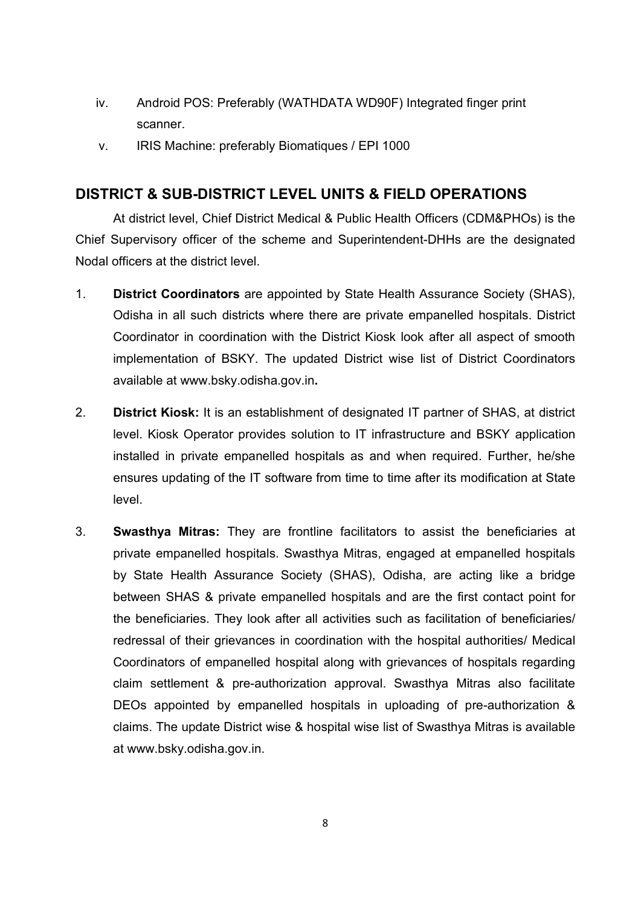iv. Android POS: Preferably (WATHDATA WD90F) Integrated finger print scanner.

v. IRIS Machine: preferably Biomatiques / EPI 1000

## DISTRICT & SUB-DISTRICT LEVEL UNITS & FIELD OPERATIONS

At district level, Chief District Medical & Public Health Officers (CDM&PHOs) is the Chief Supervisory officer of the scheme and Superintendent-DHHs are the designated Nodal officers at the district level.

1. **District Coordinators** are appointed by State Health Assurance Society (SHAS), Odisha in all such districts where there are private empanelled hospitals. District Coordinator in coordination with the District Kiosk look after all aspect of smooth implementation of BSKY. The updated District wise list of District Coordinators available at www.bsky.odisha.gov.in**.**

2. **District Kiosk:** It is an establishment of designated IT partner of SHAS, at district level. Kiosk Operator provides solution to IT infrastructure and BSKY application installed in private empanelled hospitals as and when required. Further, he/she ensures updating of the IT software from time to time after its modification at State level.

3. **Swasthya Mitras:** They are frontline facilitators to assist the beneficiaries at private empanelled hospitals. Swasthya Mitras, engaged at empanelled hospitals by State Health Assurance Society (SHAS), Odisha, are acting like a bridge between SHAS & private empanelled hospitals and are the first contact point for the beneficiaries. They look after all activities such as facilitation of beneficiaries/ redressal of their grievances in coordination with the hospital authorities/ Medical Coordinators of empanelled hospital along with grievances of hospitals regarding claim settlement & pre-authorization approval. Swasthya Mitras also facilitate DEOs appointed by empanelled hospitals in uploading of pre-authorization & claims. The update District wise & hospital wise list of Swasthya Mitras is available at www.bsky.odisha.gov.in.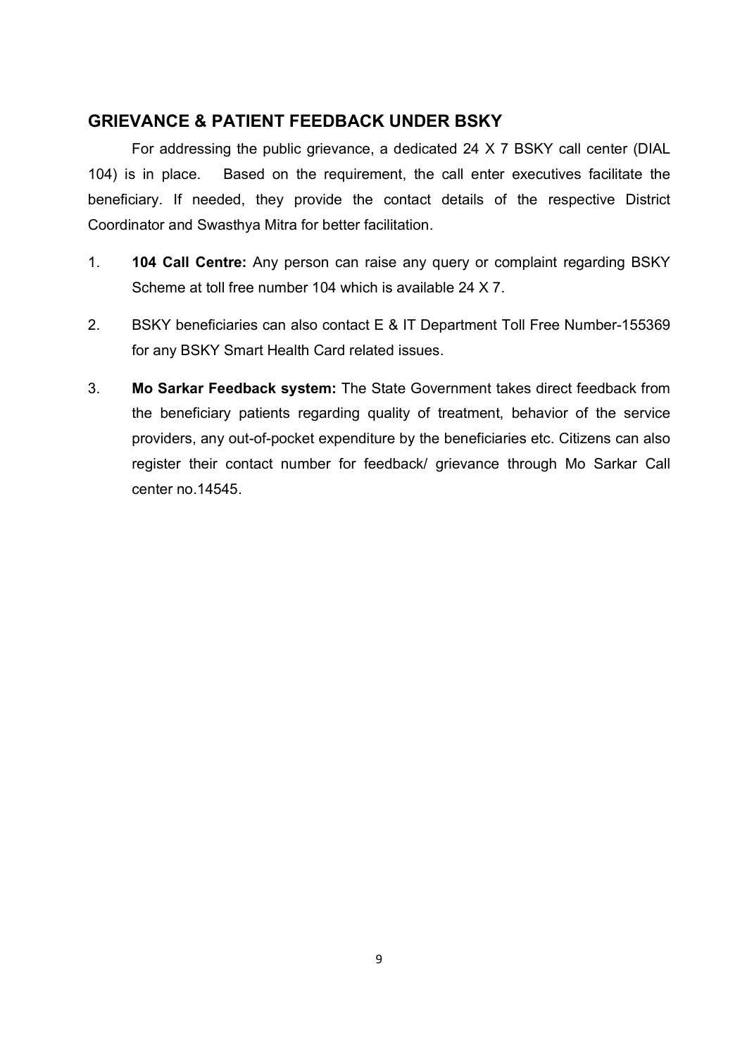## GRIEVANCE & PATIENT FEEDBACK UNDER BSKY

For addressing the public grievance, a dedicated 24 X 7 BSKY call center (DIAL 104) is in place. Based on the requirement, the call enter executives facilitate the beneficiary. If needed, they provide the contact details of the respective District Coordinator and Swasthya Mitra for better facilitation.

1. **104 Call Centre:** Any person can raise any query or complaint regarding BSKY Scheme at toll free number 104 which is available 24 X 7.

2. BSKY beneficiaries can also contact E & IT Department Toll Free Number-155369 for any BSKY Smart Health Card related issues.

3. **Mo Sarkar Feedback system:** The State Government takes direct feedback from the beneficiary patients regarding quality of treatment, behavior of the service providers, any out-of-pocket expenditure by the beneficiaries etc. Citizens can also register their contact number for feedback/ grievance through Mo Sarkar Call center no.14545.